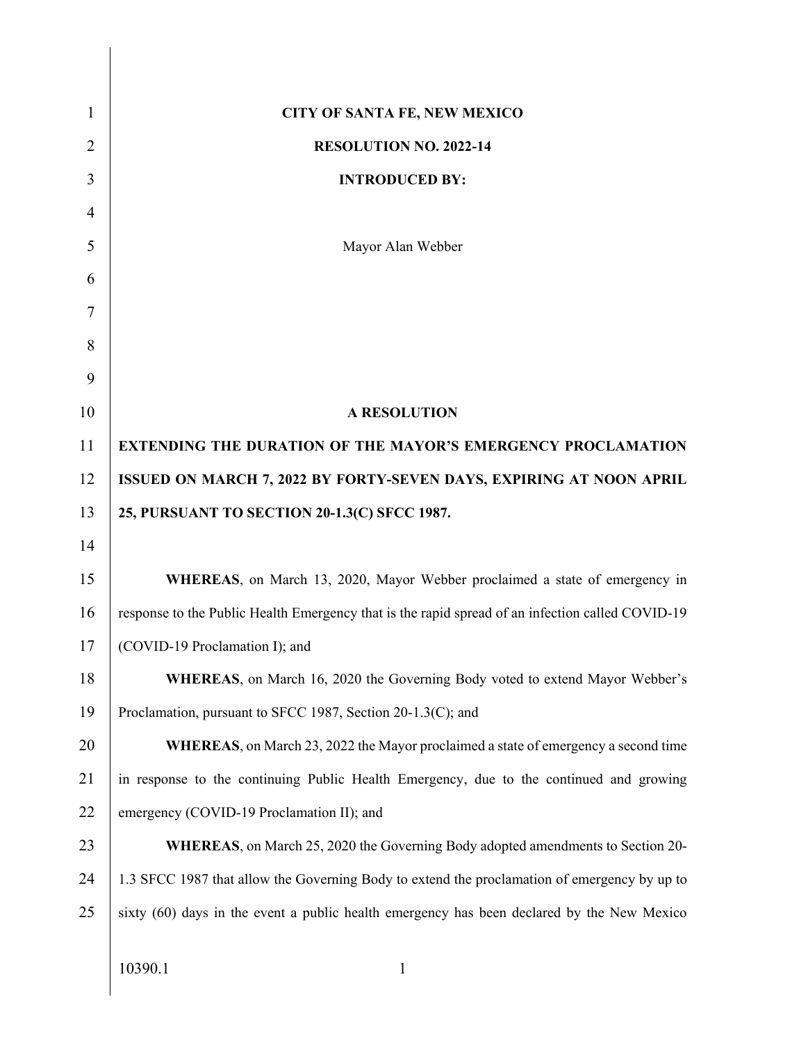**CITY OF SANTA FE, NEW MEXICO**

**RESOLUTION NO. 2022-14**

**INTRODUCED BY:**

Mayor Alan Webber

**A RESOLUTION**

**EXTENDING THE DURATION OF THE MAYOR'S EMERGENCY PROCLAMATION ISSUED ON MARCH 7, 2022 BY FORTY-SEVEN DAYS, EXPIRING AT NOON APRIL 25, PURSUANT TO SECTION 20-1.3(C) SFCC 1987.**

**WHEREAS**, on March 13, 2020, Mayor Webber proclaimed a state of emergency in response to the Public Health Emergency that is the rapid spread of an infection called COVID-19 (COVID-19 Proclamation I); and

**WHEREAS**, on March 16, 2020 the Governing Body voted to extend Mayor Webber's Proclamation, pursuant to SFCC 1987, Section 20-1.3(C); and

**WHEREAS**, on March 23, 2022 the Mayor proclaimed a state of emergency a second time in response to the continuing Public Health Emergency, due to the continued and growing emergency (COVID-19 Proclamation II); and

**WHEREAS**, on March 25, 2020 the Governing Body adopted amendments to Section 20-1.3 SFCC 1987 that allow the Governing Body to extend the proclamation of emergency by up to sixty (60) days in the event a public health emergency has been declared by the New Mexico

10390.1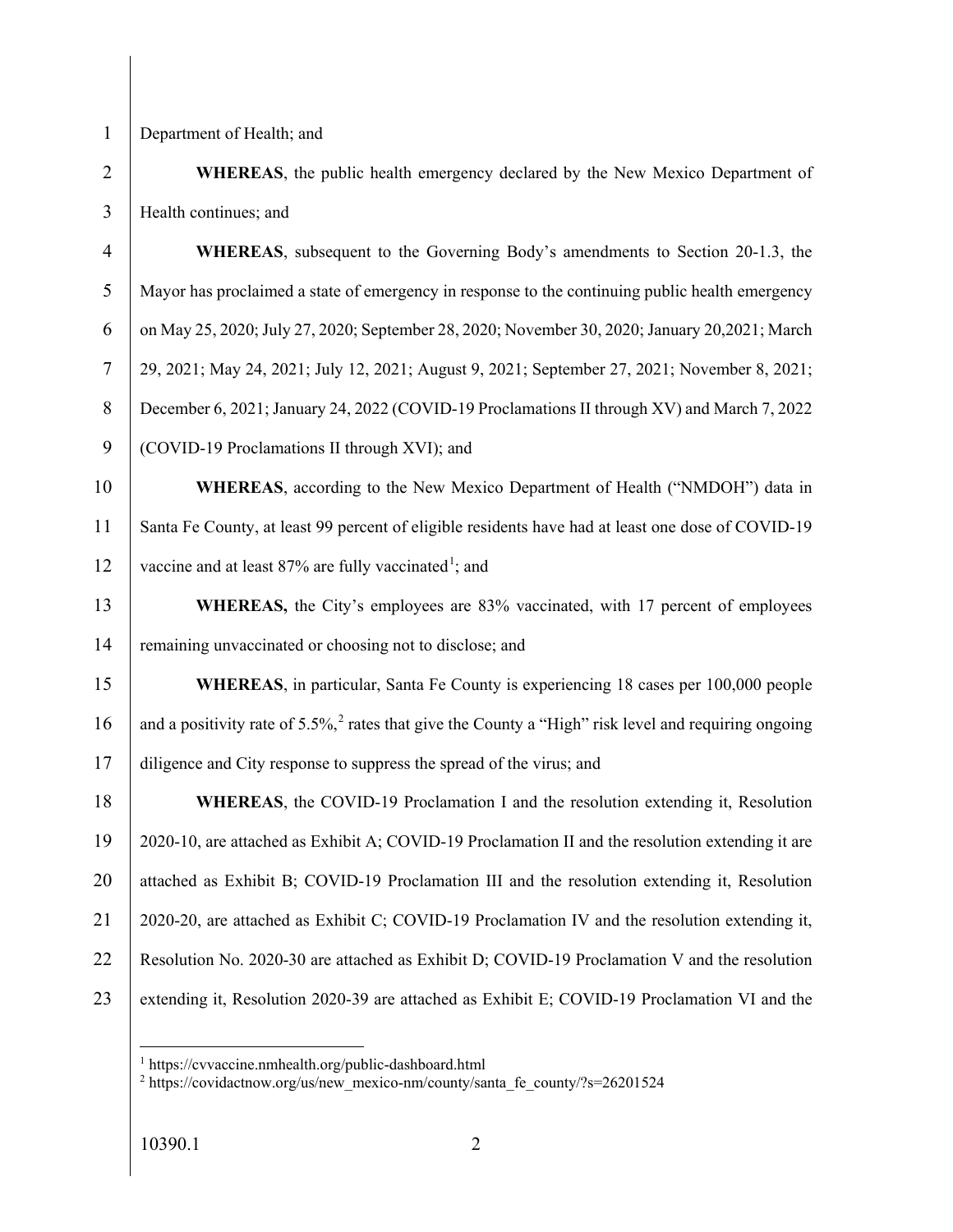Department of Health; and

**WHEREAS**, the public health emergency declared by the New Mexico Department of Health continues; and

**WHEREAS**, subsequent to the Governing Body's amendments to Section 20-1.3, the Mayor has proclaimed a state of emergency in response to the continuing public health emergency on May 25, 2020; July 27, 2020; September 28, 2020; November 30, 2020; January 20,2021; March 29, 2021; May 24, 2021; July 12, 2021; August 9, 2021; September 27, 2021; November 8, 2021; December 6, 2021; January 24, 2022 (COVID-19 Proclamations II through XV) and March 7, 2022 (COVID-19 Proclamations II through XVI); and

**WHEREAS**, according to the New Mexico Department of Health ("NMDOH") data in Santa Fe County, at least 99 percent of eligible residents have had at least one dose of COVID-19 vaccine and at least 87% are fully vaccinated[1]; and

**WHEREAS,** the City's employees are 83% vaccinated, with 17 percent of employees remaining unvaccinated or choosing not to disclose; and

**WHEREAS**, in particular, Santa Fe County is experiencing 18 cases per 100,000 people and a positivity rate of 5.5%,[2] rates that give the County a "High" risk level and requiring ongoing diligence and City response to suppress the spread of the virus; and

**WHEREAS**, the COVID-19 Proclamation I and the resolution extending it, Resolution 2020-10, are attached as Exhibit A; COVID-19 Proclamation II and the resolution extending it are attached as Exhibit B; COVID-19 Proclamation III and the resolution extending it, Resolution 2020-20, are attached as Exhibit C; COVID-19 Proclamation IV and the resolution extending it, Resolution No. 2020-30 are attached as Exhibit D; COVID-19 Proclamation V and the resolution extending it, Resolution 2020-39 are attached as Exhibit E; COVID-19 Proclamation VI and the

[1] https://cvvaccine.nmhealth.org/public-dashboard.html

[2] https://covidactnow.org/us/new_mexico-nm/county/santa_fe_county/?s=26201524

10390.1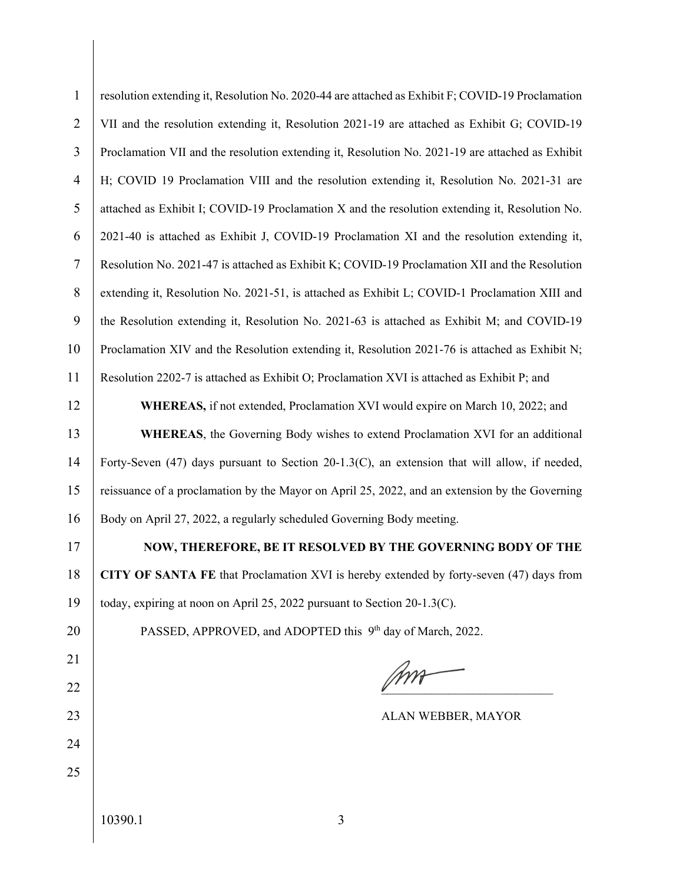resolution extending it, Resolution No. 2020-44 are attached as Exhibit F; COVID-19 Proclamation VII and the resolution extending it, Resolution 2021-19 are attached as Exhibit G; COVID-19 Proclamation VII and the resolution extending it, Resolution No. 2021-19 are attached as Exhibit H; COVID 19 Proclamation VIII and the resolution extending it, Resolution No. 2021-31 are attached as Exhibit I; COVID-19 Proclamation X and the resolution extending it, Resolution No. 2021-40 is attached as Exhibit J, COVID-19 Proclamation XI and the resolution extending it, Resolution No. 2021-47 is attached as Exhibit K; COVID-19 Proclamation XII and the Resolution extending it, Resolution No. 2021-51, is attached as Exhibit L; COVID-1 Proclamation XIII and the Resolution extending it, Resolution No. 2021-63 is attached as Exhibit M; and COVID-19 Proclamation XIV and the Resolution extending it, Resolution 2021-76 is attached as Exhibit N; Resolution 2202-7 is attached as Exhibit O; Proclamation XVI is attached as Exhibit P; and

**WHEREAS,** if not extended, Proclamation XVI would expire on March 10, 2022; and

**WHEREAS**, the Governing Body wishes to extend Proclamation XVI for an additional Forty-Seven (47) days pursuant to Section 20-1.3(C), an extension that will allow, if needed, reissuance of a proclamation by the Mayor on April 25, 2022, and an extension by the Governing Body on April 27, 2022, a regularly scheduled Governing Body meeting.

**NOW, THEREFORE, BE IT RESOLVED BY THE GOVERNING BODY OF THE CITY OF SANTA FE** that Proclamation XVI is hereby extended by forty-seven (47) days from today, expiring at noon on April 25, 2022 pursuant to Section 20-1.3(C).

PASSED, APPROVED, and ADOPTED this 9th day of March, 2022.

ALAN WEBBER, MAYOR

10390.1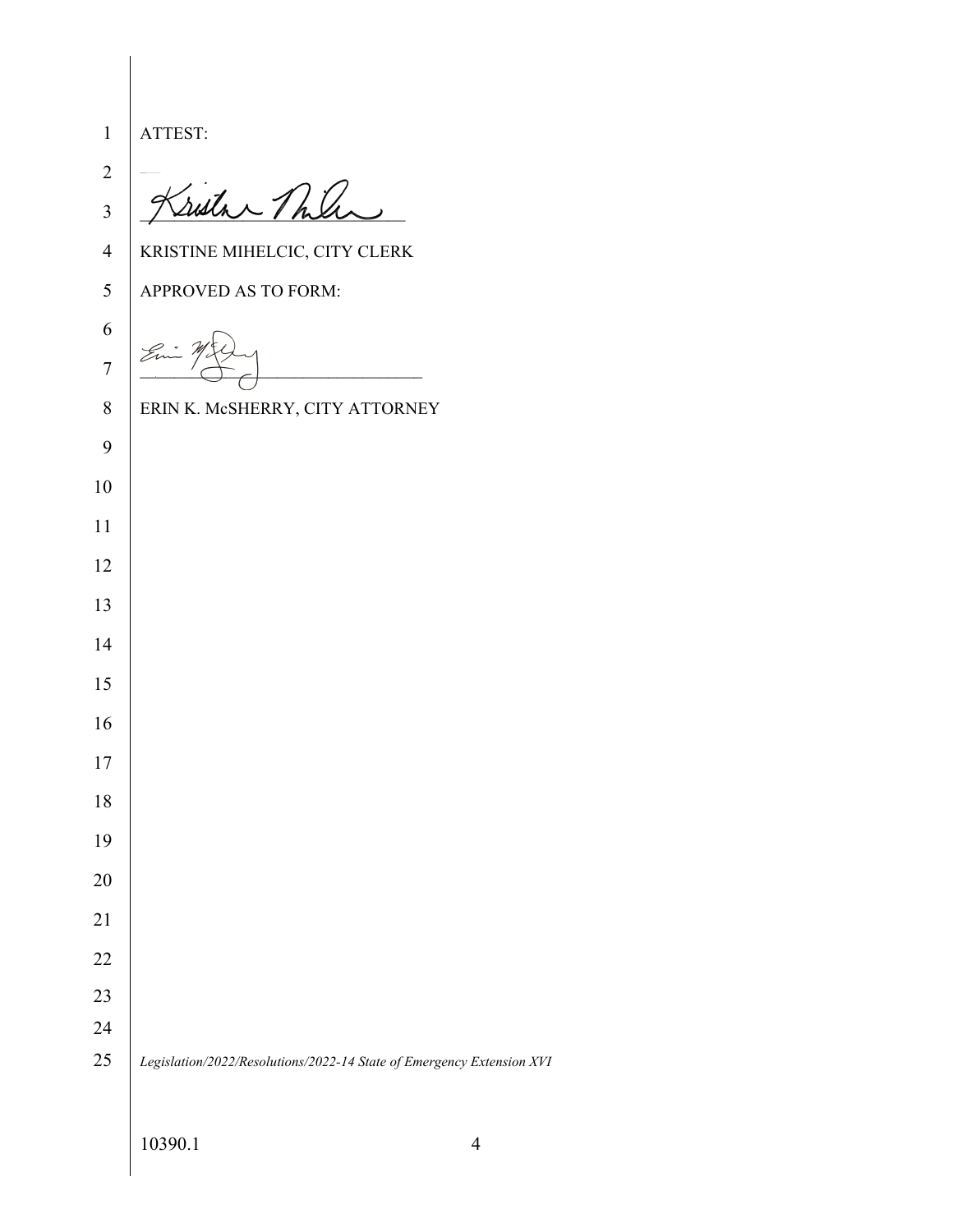ATTEST:

KRISTINE MIHELCIC, CITY CLERK

APPROVED AS TO FORM:

ERIN K. McSHERRY, CITY ATTORNEY

*Legislation/2022/Resolutions/2022-14 State of Emergency Extension XVI*

10390.1